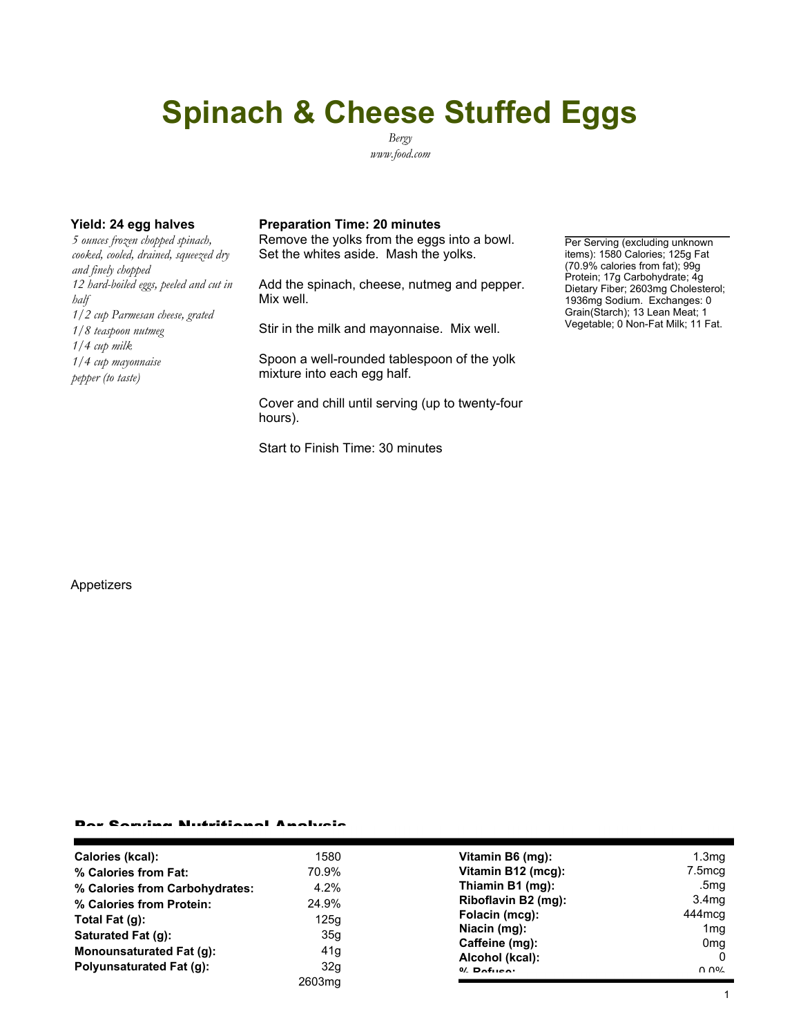# Spinach & Cheese Stuffed Eggs

*Bergy*
*www.food.com*

**Yield: 24 egg halves**

*5 ounces frozen chopped spinach, cooked, cooled, drained, squeezed dry and finely chopped*
*12 hard-boiled eggs, peeled and cut in half*
*1/2 cup Parmesan cheese, grated*
*1/8 teaspoon nutmeg*
*1/4 cup milk*
*1/4 cup mayonnaise*
*pepper (to taste)*

**Preparation Time: 20 minutes**

Remove the yolks from the eggs into a bowl. Set the whites aside. Mash the yolks.

Add the spinach, cheese, nutmeg and pepper. Mix well.

Stir in the milk and mayonnaise. Mix well.

Spoon a well-rounded tablespoon of the yolk mixture into each egg half.

Cover and chill until serving (up to twenty-four hours).

Start to Finish Time: 30 minutes

Per Serving (excluding unknown items): 1580 Calories; 125g Fat (70.9% calories from fat); 99g Protein; 17g Carbohydrate; 4g Dietary Fiber; 2603mg Cholesterol; 1936mg Sodium. Exchanges: 0 Grain(Starch); 13 Lean Meat; 1 Vegetable; 0 Non-Fat Milk; 11 Fat.

Appetizers

## Per Serving Nutritional Analysis

| | | | |
|---|---|---|---|
| **Calories (kcal):** | 1580 | **Vitamin B6 (mg):** | 1.3mg |
| **% Calories from Fat:** | 70.9% | **Vitamin B12 (mcg):** | 7.5mcg |
| **% Calories from Carbohydrates:** | 4.2% | **Thiamin B1 (mg):** | .5mg |
| **% Calories from Protein:** | 24.9% | **Riboflavin B2 (mg):** | 3.4mg |
| **Total Fat (g):** | 125g | **Folacin (mcg):** | 444mcg |
| **Saturated Fat (g):** | 35g | **Niacin (mg):** | 1mg |
| **Monounsaturated Fat (g):** | 41g | **Caffeine (mg):** | 0mg |
| **Polyunsaturated Fat (g):** | 32g | **Alcohol (kcal):** | 0 |
| | 2603mg | **% Refuse:** | 0.0% |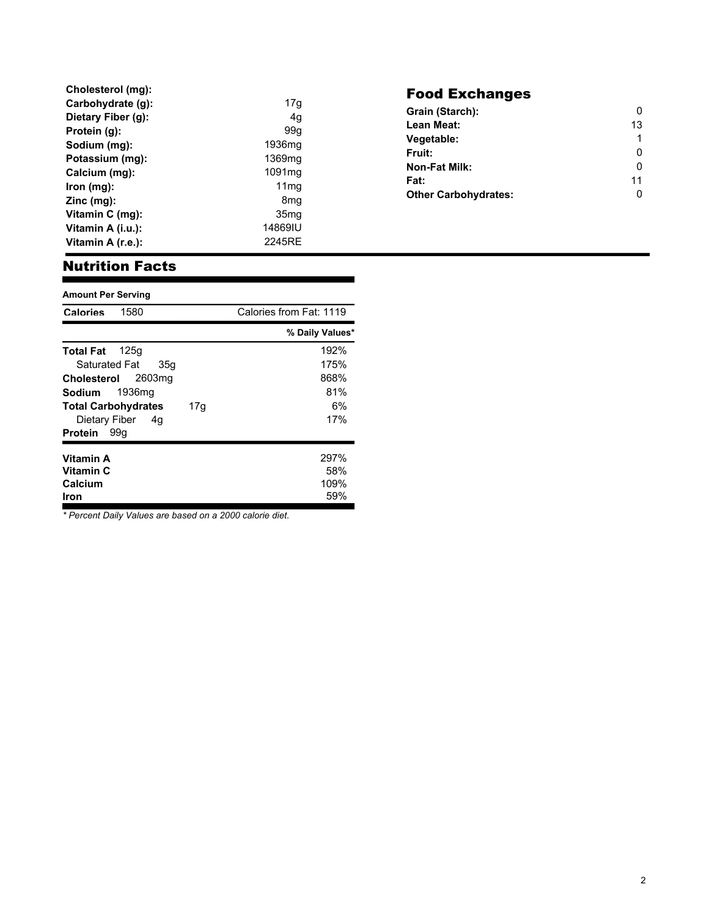| | |
|---|---|
| **Cholesterol (mg):** | |
| **Carbohydrate (g):** | 17g |
| **Dietary Fiber (g):** | 4g |
| **Protein (g):** | 99g |
| **Sodium (mg):** | 1936mg |
| **Potassium (mg):** | 1369mg |
| **Calcium (mg):** | 1091mg |
| **Iron (mg):** | 11mg |
| **Zinc (mg):** | 8mg |
| **Vitamin C (mg):** | 35mg |
| **Vitamin A (i.u.):** | 14869IU |
| **Vitamin A (r.e.):** | 2245RE |

## Food Exchanges

| | |
|---|---|
| **Grain (Starch):** | 0 |
| **Lean Meat:** | 13 |
| **Vegetable:** | 1 |
| **Fruit:** | 0 |
| **Non-Fat Milk:** | 0 |
| **Fat:** | 11 |
| **Other Carbohydrates:** | 0 |

## Nutrition Facts

**Amount Per Serving**

| | |
|---|---|
| **Calories** 1580 | Calories from Fat: 1119 |
| | **% Daily Values*** |
| **Total Fat** 125g | 192% |
| Saturated Fat 35g | 175% |
| **Cholesterol** 2603mg | 868% |
| **Sodium** 1936mg | 81% |
| **Total Carbohydrates** 17g | 6% |
| Dietary Fiber 4g | 17% |
| **Protein** 99g | |
| **Vitamin A** | 297% |
| **Vitamin C** | 58% |
| **Calcium** | 109% |
| **Iron** | 59% |

*\* Percent Daily Values are based on a 2000 calorie diet.*